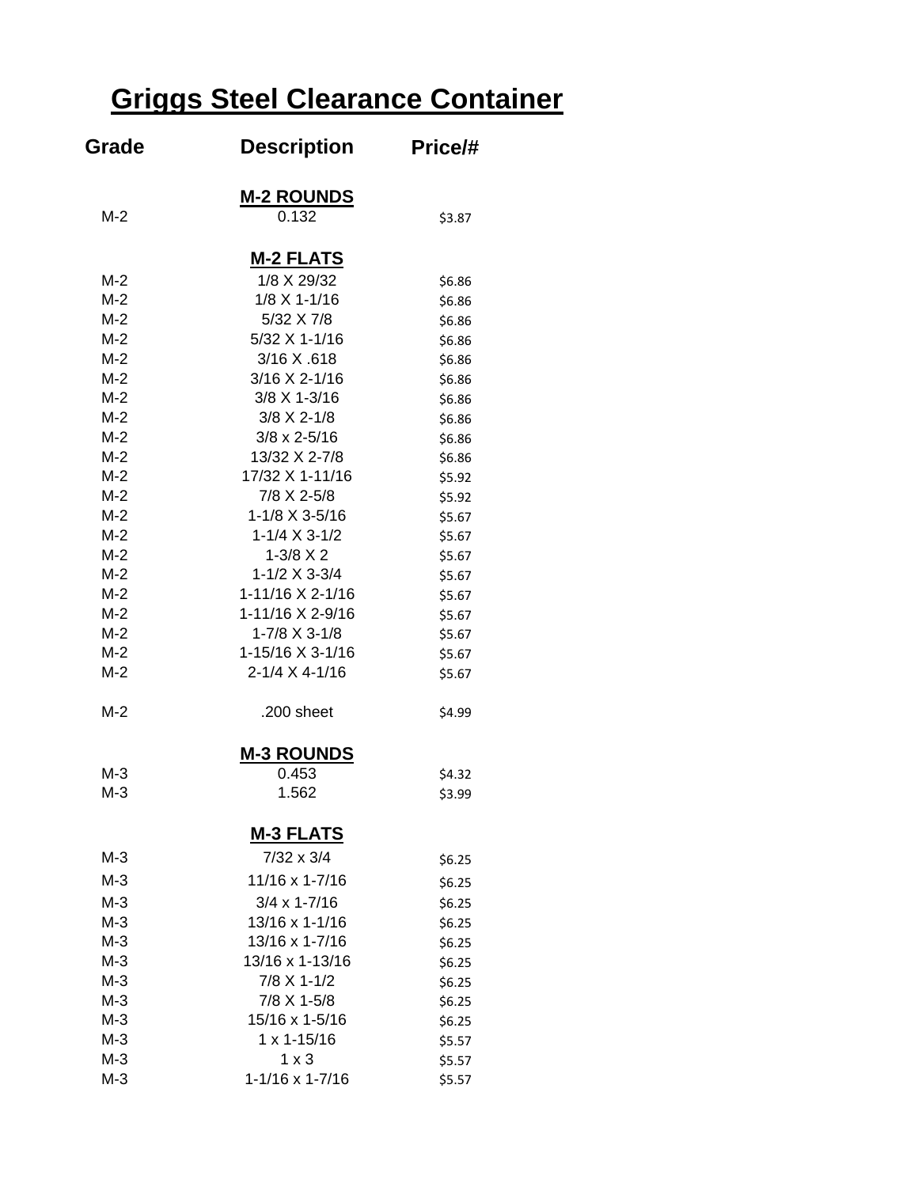# Griggs Steel Clearance Container

| Grade | Description | Price/# |
|---|---|---|
| | **M-2 ROUNDS** | |
| M-2 | 0.132 | $3.87 |
| | **M-2 FLATS** | |
| M-2 | 1/8 X 29/32 | $6.86 |
| M-2 | 1/8 X 1-1/16 | $6.86 |
| M-2 | 5/32 X 7/8 | $6.86 |
| M-2 | 5/32 X 1-1/16 | $6.86 |
| M-2 | 3/16 X .618 | $6.86 |
| M-2 | 3/16 X 2-1/16 | $6.86 |
| M-2 | 3/8 X 1-3/16 | $6.86 |
| M-2 | 3/8 X 2-1/8 | $6.86 |
| M-2 | 3/8 x 2-5/16 | $6.86 |
| M-2 | 13/32 X 2-7/8 | $6.86 |
| M-2 | 17/32 X 1-11/16 | $5.92 |
| M-2 | 7/8 X 2-5/8 | $5.92 |
| M-2 | 1-1/8 X 3-5/16 | $5.67 |
| M-2 | 1-1/4 X 3-1/2 | $5.67 |
| M-2 | 1-3/8 X 2 | $5.67 |
| M-2 | 1-1/2 X 3-3/4 | $5.67 |
| M-2 | 1-11/16 X 2-1/16 | $5.67 |
| M-2 | 1-11/16 X 2-9/16 | $5.67 |
| M-2 | 1-7/8 X 3-1/8 | $5.67 |
| M-2 | 1-15/16 X 3-1/16 | $5.67 |
| M-2 | 2-1/4 X 4-1/16 | $5.67 |
| M-2 | .200 sheet | $4.99 |
| | **M-3 ROUNDS** | |
| M-3 | 0.453 | $4.32 |
| M-3 | 1.562 | $3.99 |
| | **M-3 FLATS** | |
| M-3 | 7/32 x 3/4 | $6.25 |
| M-3 | 11/16 x 1-7/16 | $6.25 |
| M-3 | 3/4 x 1-7/16 | $6.25 |
| M-3 | 13/16 x 1-1/16 | $6.25 |
| M-3 | 13/16 x 1-7/16 | $6.25 |
| M-3 | 13/16 x 1-13/16 | $6.25 |
| M-3 | 7/8 X 1-1/2 | $6.25 |
| M-3 | 7/8 X 1-5/8 | $6.25 |
| M-3 | 15/16 x 1-5/16 | $6.25 |
| M-3 | 1 x 1-15/16 | $5.57 |
| M-3 | 1 x 3 | $5.57 |
| M-3 | 1-1/16 x 1-7/16 | $5.57 |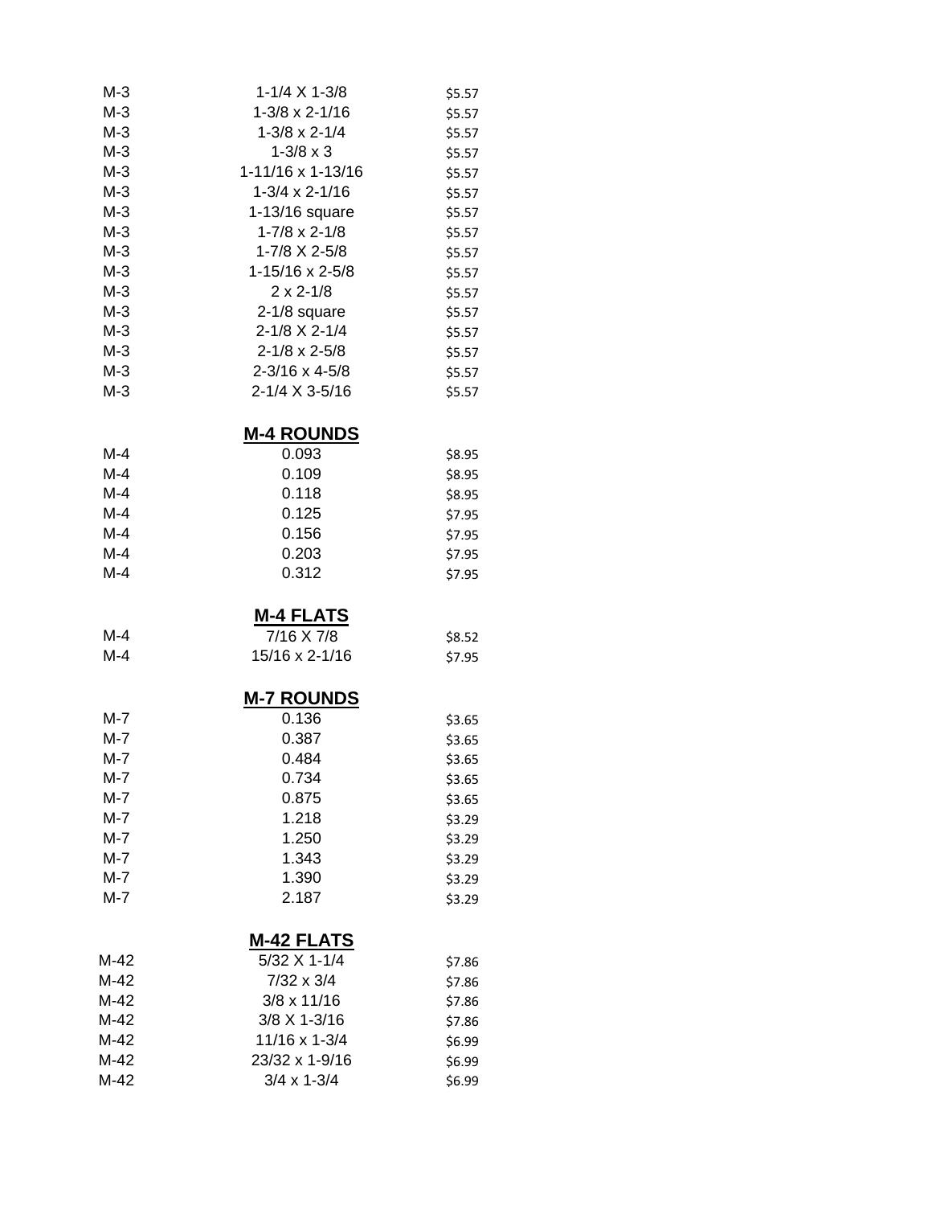| | | |
|---|---|---|
| M-3 | 1-1/4 X 1-3/8 | $5.57 |
| M-3 | 1-3/8 x 2-1/16 | $5.57 |
| M-3 | 1-3/8 x 2-1/4 | $5.57 |
| M-3 | 1-3/8 x 3 | $5.57 |
| M-3 | 1-11/16 x 1-13/16 | $5.57 |
| M-3 | 1-3/4 x 2-1/16 | $5.57 |
| M-3 | 1-13/16 square | $5.57 |
| M-3 | 1-7/8 x 2-1/8 | $5.57 |
| M-3 | 1-7/8 X 2-5/8 | $5.57 |
| M-3 | 1-15/16 x 2-5/8 | $5.57 |
| M-3 | 2 x 2-1/8 | $5.57 |
| M-3 | 2-1/8 square | $5.57 |
| M-3 | 2-1/8 X 2-1/4 | $5.57 |
| M-3 | 2-1/8 x 2-5/8 | $5.57 |
| M-3 | 2-3/16 x 4-5/8 | $5.57 |
| M-3 | 2-1/4 X 3-5/16 | $5.57 |

**M-4 ROUNDS**

| | | |
|---|---|---|
| M-4 | 0.093 | $8.95 |
| M-4 | 0.109 | $8.95 |
| M-4 | 0.118 | $8.95 |
| M-4 | 0.125 | $7.95 |
| M-4 | 0.156 | $7.95 |
| M-4 | 0.203 | $7.95 |
| M-4 | 0.312 | $7.95 |

**M-4 FLATS**

| | | |
|---|---|---|
| M-4 | 7/16 X 7/8 | $8.52 |
| M-4 | 15/16 x 2-1/16 | $7.95 |

**M-7 ROUNDS**

| | | |
|---|---|---|
| M-7 | 0.136 | $3.65 |
| M-7 | 0.387 | $3.65 |
| M-7 | 0.484 | $3.65 |
| M-7 | 0.734 | $3.65 |
| M-7 | 0.875 | $3.65 |
| M-7 | 1.218 | $3.29 |
| M-7 | 1.250 | $3.29 |
| M-7 | 1.343 | $3.29 |
| M-7 | 1.390 | $3.29 |
| M-7 | 2.187 | $3.29 |

**M-42 FLATS**

| | | |
|---|---|---|
| M-42 | 5/32 X 1-1/4 | $7.86 |
| M-42 | 7/32 x 3/4 | $7.86 |
| M-42 | 3/8 x 11/16 | $7.86 |
| M-42 | 3/8 X 1-3/16 | $7.86 |
| M-42 | 11/16 x 1-3/4 | $6.99 |
| M-42 | 23/32 x 1-9/16 | $6.99 |
| M-42 | 3/4 x 1-3/4 | $6.99 |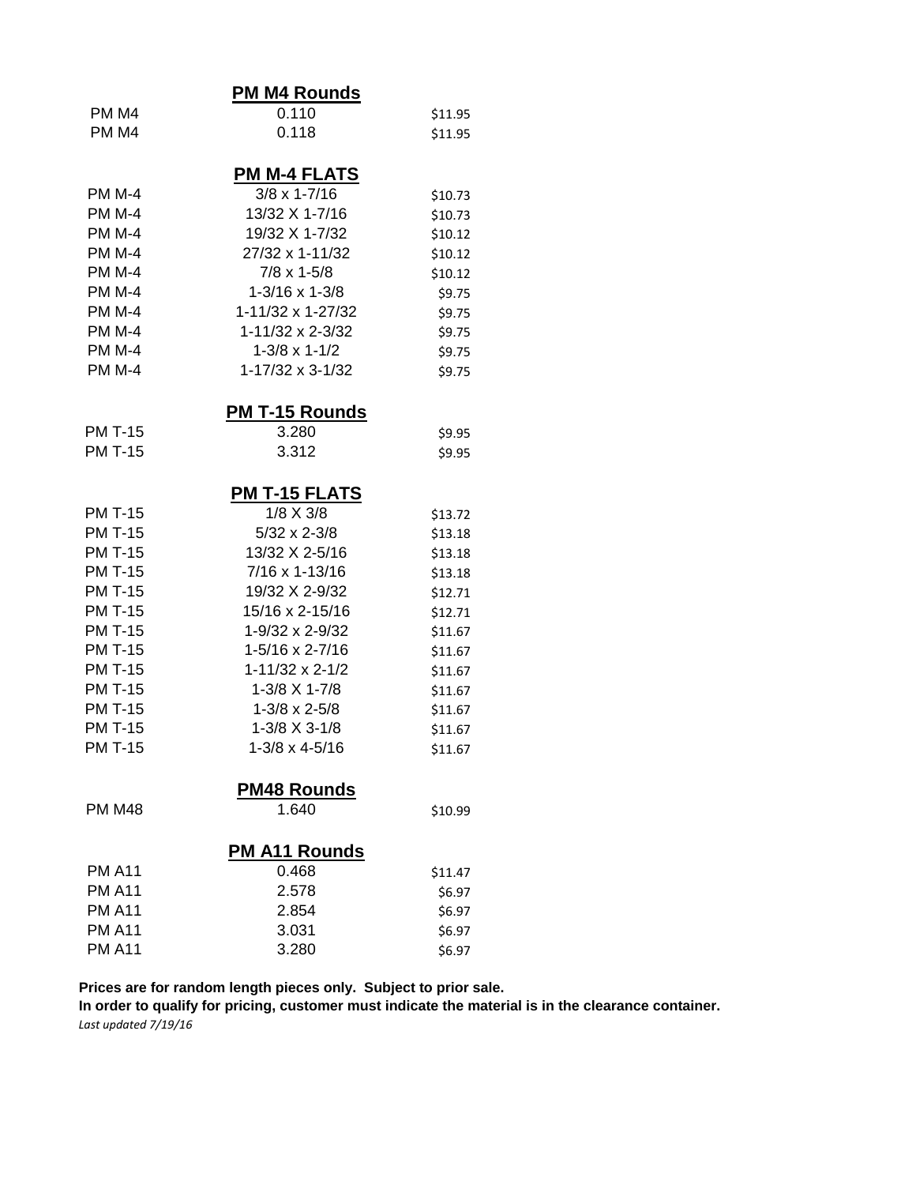## PM M4 Rounds

| | | |
|---|---|---|
| PM M4 | 0.110 | $11.95 |
| PM M4 | 0.118 | $11.95 |

## PM M-4 FLATS

| | | |
|---|---|---|
| PM M-4 | 3/8 x 1-7/16 | $10.73 |
| PM M-4 | 13/32 X 1-7/16 | $10.73 |
| PM M-4 | 19/32 X 1-7/32 | $10.12 |
| PM M-4 | 27/32 x 1-11/32 | $10.12 |
| PM M-4 | 7/8 x 1-5/8 | $10.12 |
| PM M-4 | 1-3/16 x 1-3/8 | $9.75 |
| PM M-4 | 1-11/32 x 1-27/32 | $9.75 |
| PM M-4 | 1-11/32 x 2-3/32 | $9.75 |
| PM M-4 | 1-3/8 x 1-1/2 | $9.75 |
| PM M-4 | 1-17/32 x 3-1/32 | $9.75 |

## PM T-15 Rounds

| | | |
|---|---|---|
| PM T-15 | 3.280 | $9.95 |
| PM T-15 | 3.312 | $9.95 |

## PM T-15 FLATS

| | | |
|---|---|---|
| PM T-15 | 1/8 X 3/8 | $13.72 |
| PM T-15 | 5/32 x 2-3/8 | $13.18 |
| PM T-15 | 13/32 X 2-5/16 | $13.18 |
| PM T-15 | 7/16 x 1-13/16 | $13.18 |
| PM T-15 | 19/32 X 2-9/32 | $12.71 |
| PM T-15 | 15/16 x 2-15/16 | $12.71 |
| PM T-15 | 1-9/32 x 2-9/32 | $11.67 |
| PM T-15 | 1-5/16 x 2-7/16 | $11.67 |
| PM T-15 | 1-11/32 x 2-1/2 | $11.67 |
| PM T-15 | 1-3/8 X 1-7/8 | $11.67 |
| PM T-15 | 1-3/8 x 2-5/8 | $11.67 |
| PM T-15 | 1-3/8 X 3-1/8 | $11.67 |
| PM T-15 | 1-3/8 x 4-5/16 | $11.67 |

## PM48 Rounds

| | | |
|---|---|---|
| PM M48 | 1.640 | $10.99 |

## PM A11 Rounds

| | | |
|---|---|---|
| PM A11 | 0.468 | $11.47 |
| PM A11 | 2.578 | $6.97 |
| PM A11 | 2.854 | $6.97 |
| PM A11 | 3.031 | $6.97 |
| PM A11 | 3.280 | $6.97 |

**Prices are for random length pieces only. Subject to prior sale.**
**In order to qualify for pricing, customer must indicate the material is in the clearance container.**
*Last updated 7/19/16*